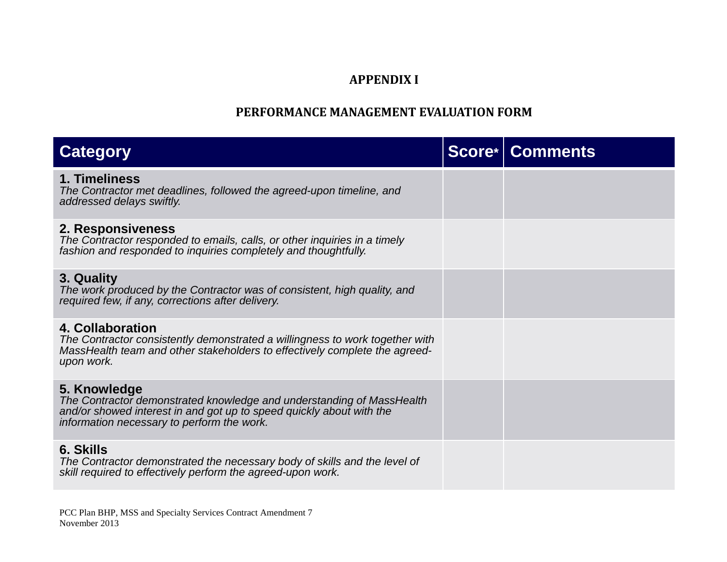# APPENDIX I

## PERFORMANCE MANAGEMENT EVALUATION FORM

| Category | Score* | Comments |
|---|---|---|
| **1. Timeliness**<br>*The Contractor met deadlines, followed the agreed-upon timeline, and addressed delays swiftly.* | | |
| **2. Responsiveness**<br>*The Contractor responded to emails, calls, or other inquiries in a timely fashion and responded to inquiries completely and thoughtfully.* | | |
| **3. Quality**<br>*The work produced by the Contractor was of consistent, high quality, and required few, if any, corrections after delivery.* | | |
| **4. Collaboration**<br>*The Contractor consistently demonstrated a willingness to work together with MassHealth team and other stakeholders to effectively complete the agreed-upon work.* | | |
| **5. Knowledge**<br>*The Contractor demonstrated knowledge and understanding of MassHealth and/or showed interest in and got up to speed quickly about with the information necessary to perform the work.* | | |
| **6. Skills**<br>*The Contractor demonstrated the necessary body of skills and the level of skill required to effectively perform the agreed-upon work.* | | |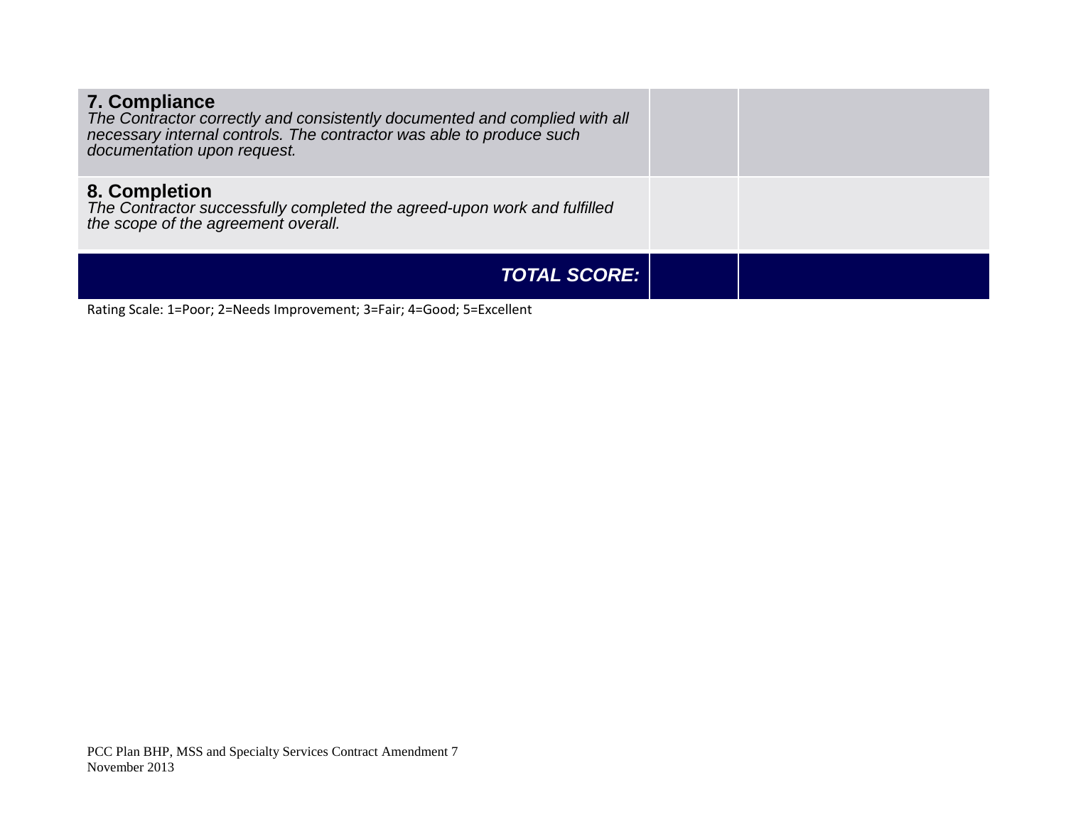| | | |
|---|---|---|
| **7. Compliance**<br>*The Contractor correctly and consistently documented and complied with all necessary internal controls. The contractor was able to produce such documentation upon request.* | | |
| **8. Completion**<br>*The Contractor successfully completed the agreed-upon work and fulfilled the scope of the agreement overall.* | | |
| ***TOTAL SCORE:*** | | |

Rating Scale: 1=Poor; 2=Needs Improvement; 3=Fair; 4=Good; 5=Excellent

PCC Plan BHP, MSS and Specialty Services Contract Amendment 7
November 2013